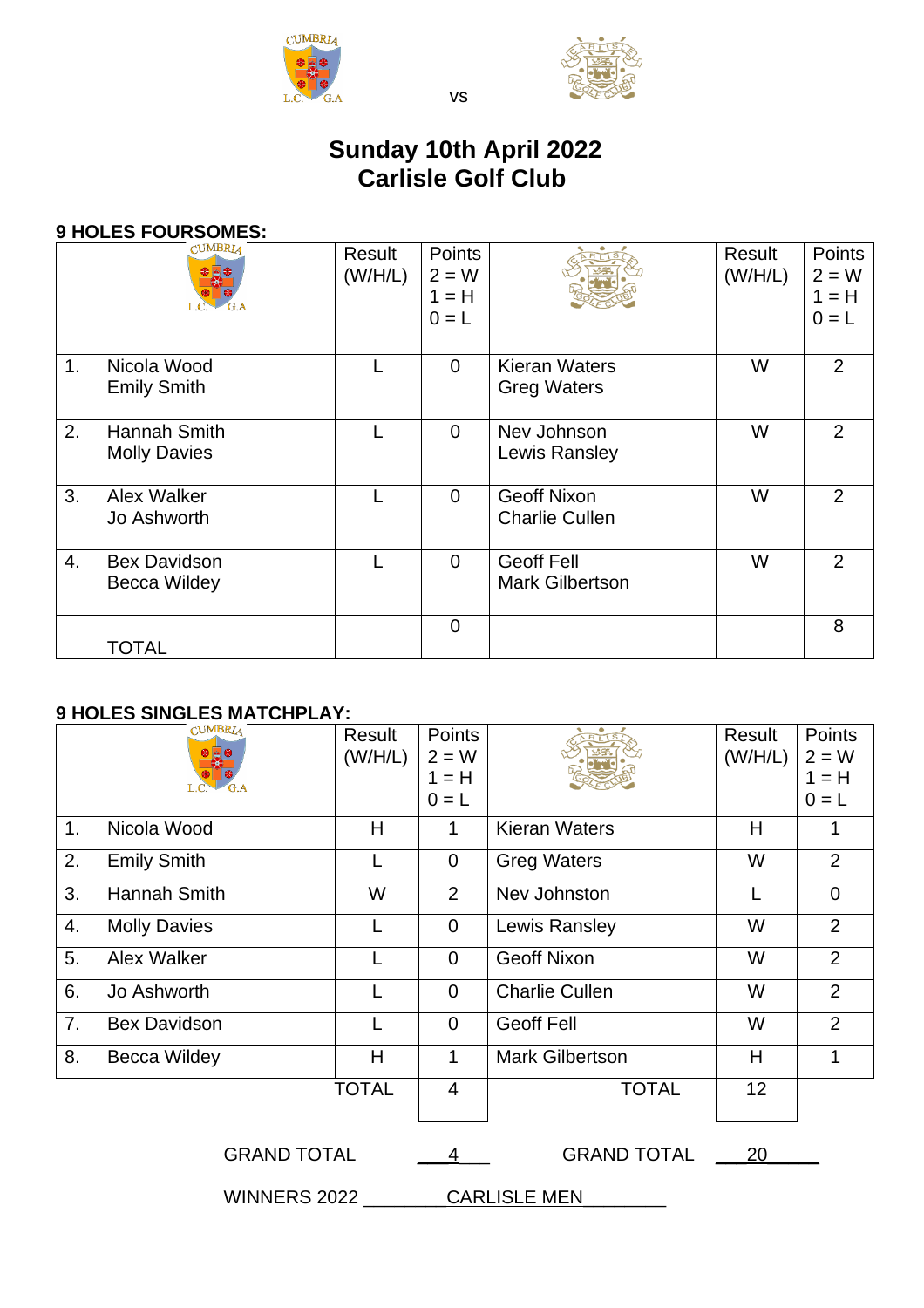CUMBRIA L.C. G.A vs CARLISLE GOLF CLUB

# Sunday 10th April 2022
# Carlisle Golf Club

### 9 HOLES FOURSOMES:

| | CUMBRIA L.C. G.A | Result (W/H/L) | Points 2 = W 1 = H 0 = L | CARLISLE GOLF CLUB | Result (W/H/L) | Points 2 = W 1 = H 0 = L |
|---|---|---|---|---|---|---|
| 1. | Nicola Wood Emily Smith | L | 0 | Kieran Waters Greg Waters | W | 2 |
| 2. | Hannah Smith Molly Davies | L | 0 | Nev Johnson Lewis Ransley | W | 2 |
| 3. | Alex Walker Jo Ashworth | L | 0 | Geoff Nixon Charlie Cullen | W | 2 |
| 4. | Bex Davidson Becca Wildey | L | 0 | Geoff Fell Mark Gilbertson | W | 2 |
| | TOTAL | | 0 | | | 8 |

### 9 HOLES SINGLES MATCHPLAY:

| | CUMBRIA L.C. G.A | Result (W/H/L) | Points 2 = W 1 = H 0 = L | CARLISLE GOLF CLUB | Result (W/H/L) | Points 2 = W 1 = H 0 = L |
|---|---|---|---|---|---|---|
| 1. | Nicola Wood | H | 1 | Kieran Waters | H | 1 |
| 2. | Emily Smith | L | 0 | Greg Waters | W | 2 |
| 3. | Hannah Smith | W | 2 | Nev Johnston | L | 0 |
| 4. | Molly Davies | L | 0 | Lewis Ransley | W | 2 |
| 5. | Alex Walker | L | 0 | Geoff Nixon | W | 2 |
| 6. | Jo Ashworth | L | 0 | Charlie Cullen | W | 2 |
| 7. | Bex Davidson | L | 0 | Geoff Fell | W | 2 |
| 8. | Becca Wildey | H | 1 | Mark Gilbertson | H | 1 |
| | | TOTAL | 4 | TOTAL | 12 | |

GRAND TOTAL 4 GRAND TOTAL 20

WINNERS 2022 CARLISLE MEN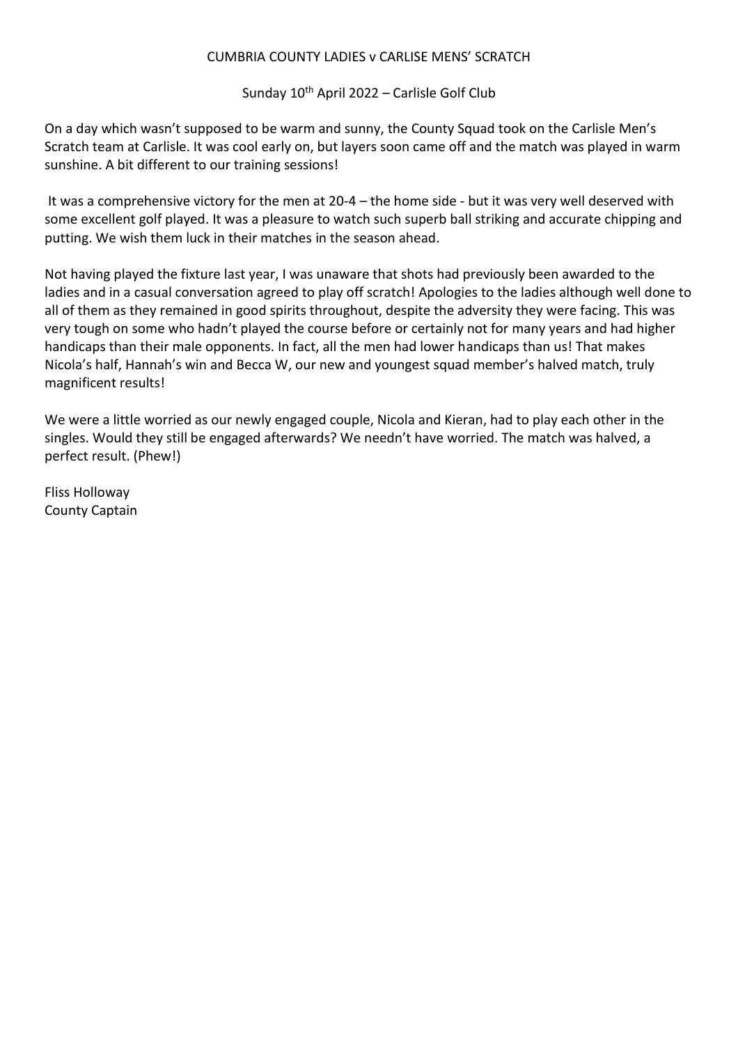CUMBRIA COUNTY LADIES v CARLISE MENS' SCRATCH

Sunday 10th April 2022 – Carlisle Golf Club

On a day which wasn't supposed to be warm and sunny, the County Squad took on the Carlisle Men's Scratch team at Carlisle. It was cool early on, but layers soon came off and the match was played in warm sunshine. A bit different to our training sessions!

It was a comprehensive victory for the men at 20-4 – the home side - but it was very well deserved with some excellent golf played. It was a pleasure to watch such superb ball striking and accurate chipping and putting. We wish them luck in their matches in the season ahead.

Not having played the fixture last year, I was unaware that shots had previously been awarded to the ladies and in a casual conversation agreed to play off scratch! Apologies to the ladies although well done to all of them as they remained in good spirits throughout, despite the adversity they were facing. This was very tough on some who hadn't played the course before or certainly not for many years and had higher handicaps than their male opponents. In fact, all the men had lower handicaps than us! That makes Nicola's half, Hannah's win and Becca W, our new and youngest squad member's halved match, truly magnificent results!

We were a little worried as our newly engaged couple, Nicola and Kieran, had to play each other in the singles. Would they still be engaged afterwards? We needn't have worried. The match was halved, a perfect result. (Phew!)

Fliss Holloway
County Captain